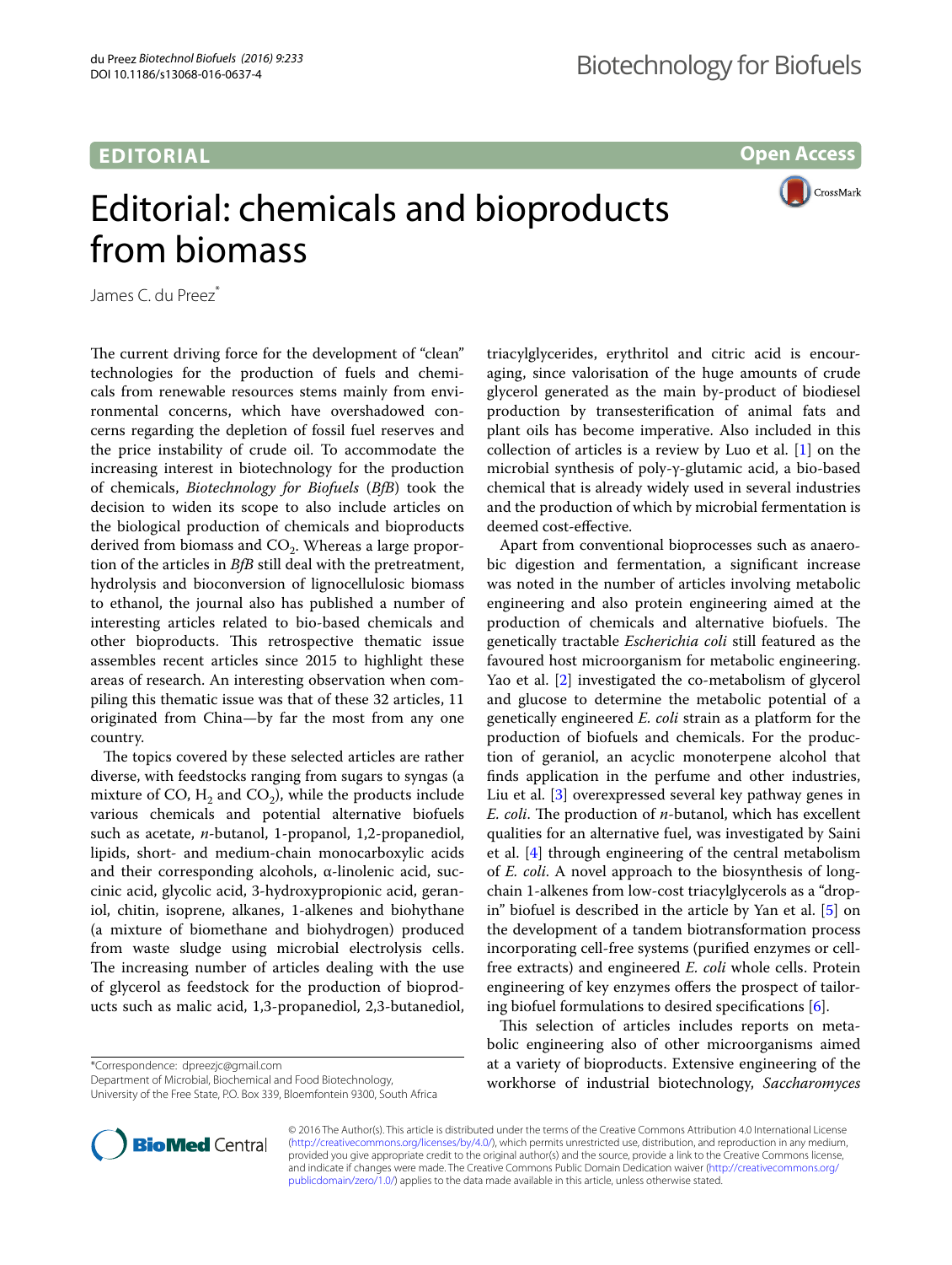**EDITORIAL**

**Open Access**

# Editorial: chemicals and bioproducts from biomass

James C. du Preez*

The current driving force for the development of "clean" technologies for the production of fuels and chemicals from renewable resources stems mainly from environmental concerns, which have overshadowed concerns regarding the depletion of fossil fuel reserves and the price instability of crude oil. To accommodate the increasing interest in biotechnology for the production of chemicals, *Biotechnology for Biofuels* (*BfB*) took the decision to widen its scope to also include articles on the biological production of chemicals and bioproducts derived from biomass and $CO_2$. Whereas a large proportion of the articles in *BfB* still deal with the pretreatment, hydrolysis and bioconversion of lignocellulosic biomass to ethanol, the journal also has published a number of interesting articles related to bio-based chemicals and other bioproducts. This retrospective thematic issue assembles recent articles since 2015 to highlight these areas of research. An interesting observation when compiling this thematic issue was that of these 32 articles, 11 originated from China—by far the most from any one country.

The topics covered by these selected articles are rather diverse, with feedstocks ranging from sugars to syngas (a mixture of CO, $H_2$ and $CO_2$), while the products include various chemicals and potential alternative biofuels such as acetate, *n*-butanol, 1-propanol, 1,2-propanediol, lipids, short- and medium-chain monocarboxylic acids and their corresponding alcohols, α-linolenic acid, succinic acid, glycolic acid, 3-hydroxypropionic acid, geraniol, chitin, isoprene, alkanes, 1-alkenes and biohythane (a mixture of biomethane and biohydrogen) produced from waste sludge using microbial electrolysis cells. The increasing number of articles dealing with the use of glycerol as feedstock for the production of bioproducts such as malic acid, 1,3-propanediol, 2,3-butanediol, triacylglycerides, erythritol and citric acid is encouraging, since valorisation of the huge amounts of crude glycerol generated as the main by-product of biodiesel production by transesterification of animal fats and plant oils has become imperative. Also included in this collection of articles is a review by Luo et al. [1] on the microbial synthesis of poly-γ-glutamic acid, a bio-based chemical that is already widely used in several industries and the production of which by microbial fermentation is deemed cost-effective.

Apart from conventional bioprocesses such as anaerobic digestion and fermentation, a significant increase was noted in the number of articles involving metabolic engineering and also protein engineering aimed at the production of chemicals and alternative biofuels. The genetically tractable *Escherichia coli* still featured as the favoured host microorganism for metabolic engineering. Yao et al. [2] investigated the co-metabolism of glycerol and glucose to determine the metabolic potential of a genetically engineered *E. coli* strain as a platform for the production of biofuels and chemicals. For the production of geraniol, an acyclic monoterpene alcohol that finds application in the perfume and other industries, Liu et al. [3] overexpressed several key pathway genes in *E. coli*. The production of *n*-butanol, which has excellent qualities for an alternative fuel, was investigated by Saini et al. [4] through engineering of the central metabolism of *E. coli*. A novel approach to the biosynthesis of long-chain 1-alkenes from low-cost triacylglycerols as a "drop-in" biofuel is described in the article by Yan et al. [5] on the development of a tandem biotransformation process incorporating cell-free systems (purified enzymes or cell-free extracts) and engineered *E. coli* whole cells. Protein engineering of key enzymes offers the prospect of tailoring biofuel formulations to desired specifications [6].

This selection of articles includes reports on metabolic engineering also of other microorganisms aimed at a variety of bioproducts. Extensive engineering of the workhorse of industrial biotechnology, *Saccharomyces*

*Correspondence: dpreezjc@gmail.com
Department of Microbial, Biochemical and Food Biotechnology, University of the Free State, P.O. Box 339, Bloemfontein 9300, South Africa

© 2016 The Author(s). This article is distributed under the terms of the Creative Commons Attribution 4.0 International License (http://creativecommons.org/licenses/by/4.0/), which permits unrestricted use, distribution, and reproduction in any medium, provided you give appropriate credit to the original author(s) and the source, provide a link to the Creative Commons license, and indicate if changes were made. The Creative Commons Public Domain Dedication waiver (http://creativecommons.org/publicdomain/zero/1.0/) applies to the data made available in this article, unless otherwise stated.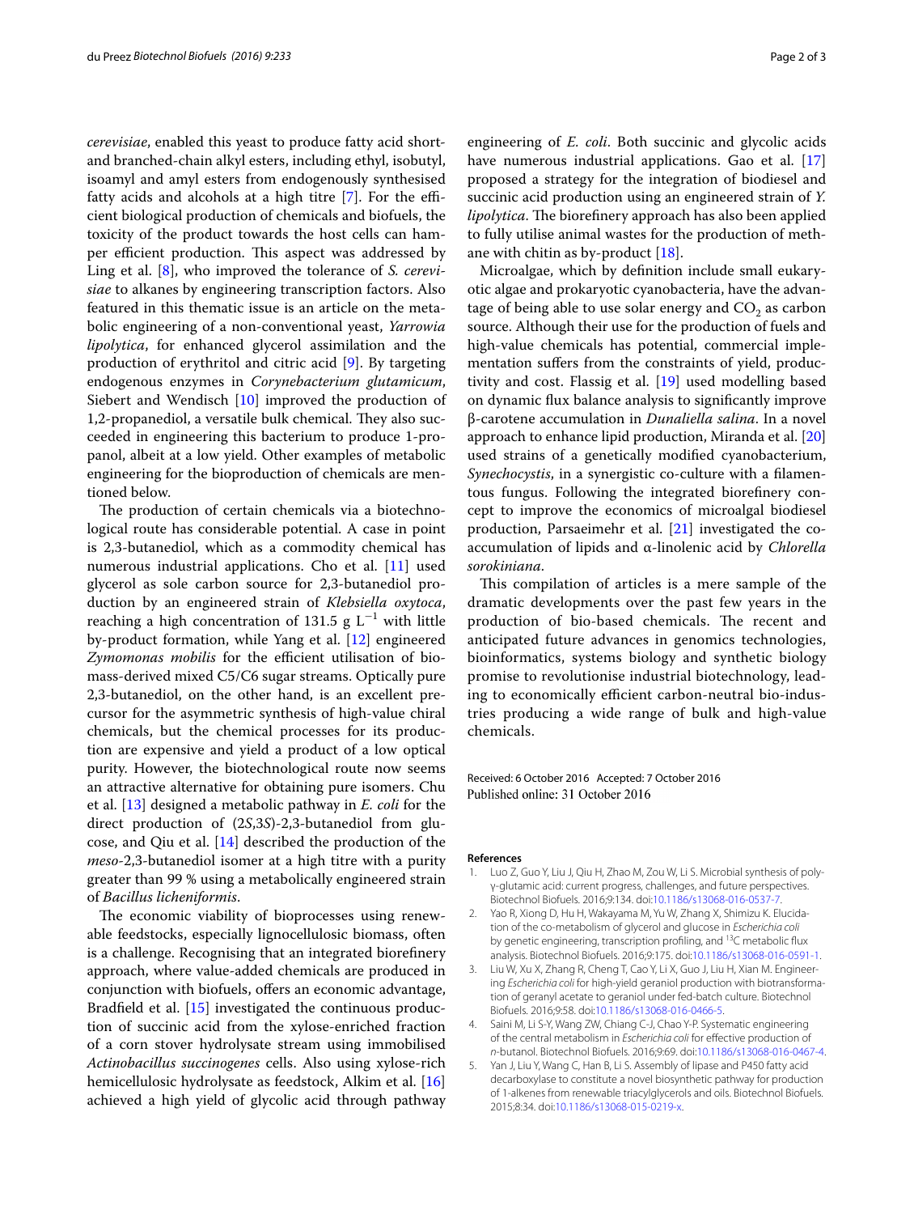*cerevisiae*, enabled this yeast to produce fatty acid short- and branched-chain alkyl esters, including ethyl, isobutyl, isoamyl and amyl esters from endogenously synthesised fatty acids and alcohols at a high titre [7]. For the efficient biological production of chemicals and biofuels, the toxicity of the product towards the host cells can hamper efficient production. This aspect was addressed by Ling et al. [8], who improved the tolerance of *S. cerevisiae* to alkanes by engineering transcription factors. Also featured in this thematic issue is an article on the metabolic engineering of a non-conventional yeast, *Yarrowia lipolytica*, for enhanced glycerol assimilation and the production of erythritol and citric acid [9]. By targeting endogenous enzymes in *Corynebacterium glutamicum*, Siebert and Wendisch [10] improved the production of 1,2-propanediol, a versatile bulk chemical. They also succeeded in engineering this bacterium to produce 1-propanol, albeit at a low yield. Other examples of metabolic engineering for the bioproduction of chemicals are mentioned below.

The production of certain chemicals via a biotechnological route has considerable potential. A case in point is 2,3-butanediol, which as a commodity chemical has numerous industrial applications. Cho et al. [11] used glycerol as sole carbon source for 2,3-butanediol production by an engineered strain of *Klebsiella oxytoca*, reaching a high concentration of 131.5 g $L^{-1}$ with little by-product formation, while Yang et al. [12] engineered *Zymomonas mobilis* for the efficient utilisation of biomass-derived mixed C5/C6 sugar streams. Optically pure 2,3-butanediol, on the other hand, is an excellent precursor for the asymmetric synthesis of high-value chiral chemicals, but the chemical processes for its production are expensive and yield a product of a low optical purity. However, the biotechnological route now seems an attractive alternative for obtaining pure isomers. Chu et al. [13] designed a metabolic pathway in *E. coli* for the direct production of (2*S*,3*S*)-2,3-butanediol from glucose, and Qiu et al. [14] described the production of the *meso*-2,3-butanediol isomer at a high titre with a purity greater than 99 % using a metabolically engineered strain of *Bacillus licheniformis*.

The economic viability of bioprocesses using renewable feedstocks, especially lignocellulosic biomass, often is a challenge. Recognising that an integrated biorefinery approach, where value-added chemicals are produced in conjunction with biofuels, offers an economic advantage, Bradfield et al. [15] investigated the continuous production of succinic acid from the xylose-enriched fraction of a corn stover hydrolysate stream using immobilised *Actinobacillus succinogenes* cells. Also using xylose-rich hemicellulosic hydrolysate as feedstock, Alkim et al. [16] achieved a high yield of glycolic acid through pathway engineering of *E. coli*. Both succinic and glycolic acids have numerous industrial applications. Gao et al. [17] proposed a strategy for the integration of biodiesel and succinic acid production using an engineered strain of *Y. lipolytica*. The biorefinery approach has also been applied to fully utilise animal wastes for the production of methane with chitin as by-product [18].

Microalgae, which by definition include small eukaryotic algae and prokaryotic cyanobacteria, have the advantage of being able to use solar energy and $CO_2$ as carbon source. Although their use for the production of fuels and high-value chemicals has potential, commercial implementation suffers from the constraints of yield, productivity and cost. Flassig et al. [19] used modelling based on dynamic flux balance analysis to significantly improve β-carotene accumulation in *Dunaliella salina*. In a novel approach to enhance lipid production, Miranda et al. [20] used strains of a genetically modified cyanobacterium, *Synechocystis*, in a synergistic co-culture with a filamentous fungus. Following the integrated biorefinery concept to improve the economics of microalgal biodiesel production, Parsaeimehr et al. [21] investigated the co-accumulation of lipids and α-linolenic acid by *Chlorella sorokiniana*.

This compilation of articles is a mere sample of the dramatic developments over the past few years in the production of bio-based chemicals. The recent and anticipated future advances in genomics technologies, bioinformatics, systems biology and synthetic biology promise to revolutionise industrial biotechnology, leading to economically efficient carbon-neutral bio-industries producing a wide range of bulk and high-value chemicals.

Received: 6 October 2016 Accepted: 7 October 2016
Published online: 31 October 2016

## References

1. Luo Z, Guo Y, Liu J, Qiu H, Zhao M, Zou W, Li S. Microbial synthesis of poly-γ-glutamic acid: current progress, challenges, and future perspectives. Biotechnol Biofuels. 2016;9:134. doi:10.1186/s13068-016-0537-7.
2. Yao R, Xiong D, Hu H, Wakayama M, Yu W, Zhang X, Shimizu K. Elucidation of the co-metabolism of glycerol and glucose in *Escherichia coli* by genetic engineering, transcription profiling, and $^{13}C$ metabolic flux analysis. Biotechnol Biofuels. 2016;9:175. doi:10.1186/s13068-016-0591-1.
3. Liu W, Xu X, Zhang R, Cheng T, Cao Y, Li X, Guo J, Liu H, Xian M. Engineering *Escherichia coli* for high-yield geraniol production with biotransformation of geranyl acetate to geraniol under fed-batch culture. Biotechnol Biofuels. 2016;9:58. doi:10.1186/s13068-016-0466-5.
4. Saini M, Li S-Y, Wang ZW, Chiang C-J, Chao Y-P. Systematic engineering of the central metabolism in *Escherichia coli* for effective production of *n*-butanol. Biotechnol Biofuels. 2016;9:69. doi:10.1186/s13068-016-0467-4.
5. Yan J, Liu Y, Wang C, Han B, Li S. Assembly of lipase and P450 fatty acid decarboxylase to constitute a novel biosynthetic pathway for production of 1-alkenes from renewable triacylglycerols and oils. Biotechnol Biofuels. 2015;8:34. doi:10.1186/s13068-015-0219-x.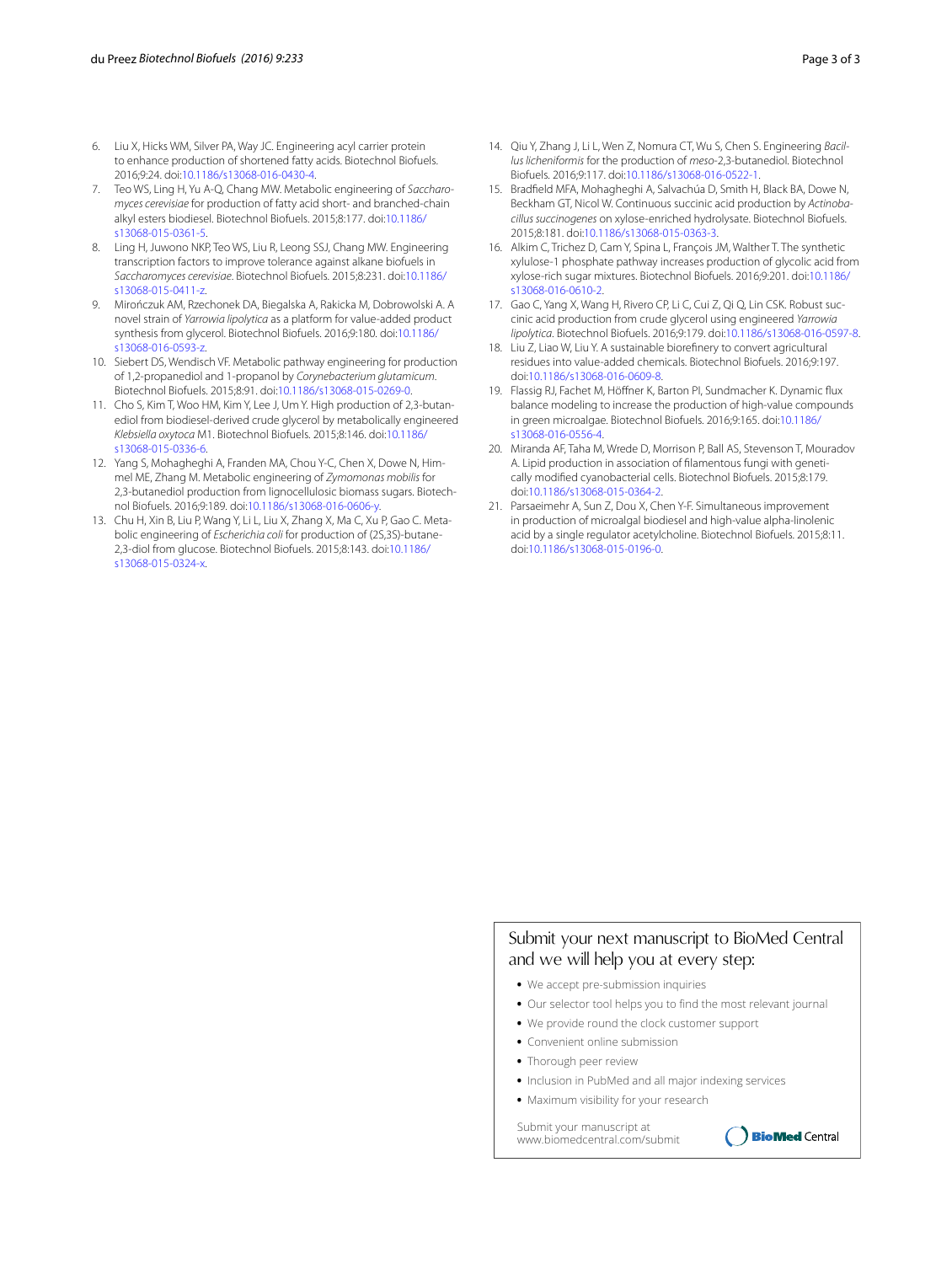6. Liu X, Hicks WM, Silver PA, Way JC. Engineering acyl carrier protein to enhance production of shortened fatty acids. Biotechnol Biofuels. 2016;9:24. doi:10.1186/s13068-016-0430-4.
7. Teo WS, Ling H, Yu A-Q, Chang MW. Metabolic engineering of *Saccharomyces cerevisiae* for production of fatty acid short- and branched-chain alkyl esters biodiesel. Biotechnol Biofuels. 2015;8:177. doi:10.1186/s13068-015-0361-5.
8. Ling H, Juwono NKP, Teo WS, Liu R, Leong SSJ, Chang MW. Engineering transcription factors to improve tolerance against alkane biofuels in *Saccharomyces cerevisiae*. Biotechnol Biofuels. 2015;8:231. doi:10.1186/s13068-015-0411-z.
9. Mirończuk AM, Rzechonek DA, Biegalska A, Rakicka M, Dobrowolski A. A novel strain of *Yarrowia lipolytica* as a platform for value-added product synthesis from glycerol. Biotechnol Biofuels. 2016;9:180. doi:10.1186/s13068-016-0593-z.
10. Siebert DS, Wendisch VF. Metabolic pathway engineering for production of 1,2-propanediol and 1-propanol by *Corynebacterium glutamicum*. Biotechnol Biofuels. 2015;8:91. doi:10.1186/s13068-015-0269-0.
11. Cho S, Kim T, Woo HM, Kim Y, Lee J, Um Y. High production of 2,3-butanediol from biodiesel-derived crude glycerol by metabolically engineered *Klebsiella oxytoca* M1. Biotechnol Biofuels. 2015;8:146. doi:10.1186/s13068-015-0336-6.
12. Yang S, Mohagheghi A, Franden MA, Chou Y-C, Chen X, Dowe N, Himmel ME, Zhang M. Metabolic engineering of *Zymomonas mobilis* for 2,3-butanediol production from lignocellulosic biomass sugars. Biotechnol Biofuels. 2016;9:189. doi:10.1186/s13068-016-0606-y.
13. Chu H, Xin B, Liu P, Wang Y, Li L, Liu X, Zhang X, Ma C, Xu P, Gao C. Metabolic engineering of *Escherichia coli* for production of (2S,3S)-butane-2,3-diol from glucose. Biotechnol Biofuels. 2015;8:143. doi:10.1186/s13068-015-0324-x.
14. Qiu Y, Zhang J, Li L, Wen Z, Nomura CT, Wu S, Chen S. Engineering *Bacillus licheniformis* for the production of *meso*-2,3-butanediol. Biotechnol Biofuels. 2016;9:117. doi:10.1186/s13068-016-0522-1.
15. Bradfield MFA, Mohagheghi A, Salvachúa D, Smith H, Black BA, Dowe N, Beckham GT, Nicol W. Continuous succinic acid production by *Actinobacillus succinogenes* on xylose-enriched hydrolysate. Biotechnol Biofuels. 2015;8:181. doi:10.1186/s13068-015-0363-3.
16. Alkim C, Trichez D, Cam Y, Spina L, François JM, Walther T. The synthetic xylulose-1 phosphate pathway increases production of glycolic acid from xylose-rich sugar mixtures. Biotechnol Biofuels. 2016;9:201. doi:10.1186/s13068-016-0610-2.
17. Gao C, Yang X, Wang H, Rivero CP, Li C, Cui Z, Qi Q, Lin CSK. Robust succinic acid production from crude glycerol using engineered *Yarrowia lipolytica*. Biotechnol Biofuels. 2016;9:179. doi:10.1186/s13068-016-0597-8.
18. Liu Z, Liao W, Liu Y. A sustainable biorefinery to convert agricultural residues into value-added chemicals. Biotechnol Biofuels. 2016;9:197. doi:10.1186/s13068-016-0609-8.
19. Flassig RJ, Fachet M, Höffner K, Barton PI, Sundmacher K. Dynamic flux balance modeling to increase the production of high-value compounds in green microalgae. Biotechnol Biofuels. 2016;9:165. doi:10.1186/s13068-016-0556-4.
20. Miranda AF, Taha M, Wrede D, Morrison P, Ball AS, Stevenson T, Mouradov A. Lipid production in association of filamentous fungi with genetically modified cyanobacterial cells. Biotechnol Biofuels. 2015;8:179. doi:10.1186/s13068-015-0364-2.
21. Parsaeimehr A, Sun Z, Dou X, Chen Y-F. Simultaneous improvement in production of microalgal biodiesel and high-value alpha-linolenic acid by a single regulator acetylcholine. Biotechnol Biofuels. 2015;8:11. doi:10.1186/s13068-015-0196-0.

Submit your next manuscript to BioMed Central and we will help you at every step:

- We accept pre-submission inquiries
- Our selector tool helps you to find the most relevant journal
- We provide round the clock customer support
- Convenient online submission
- Thorough peer review
- Inclusion in PubMed and all major indexing services
- Maximum visibility for your research

Submit your manuscript at www.biomedcentral.com/submit

BioMed Central